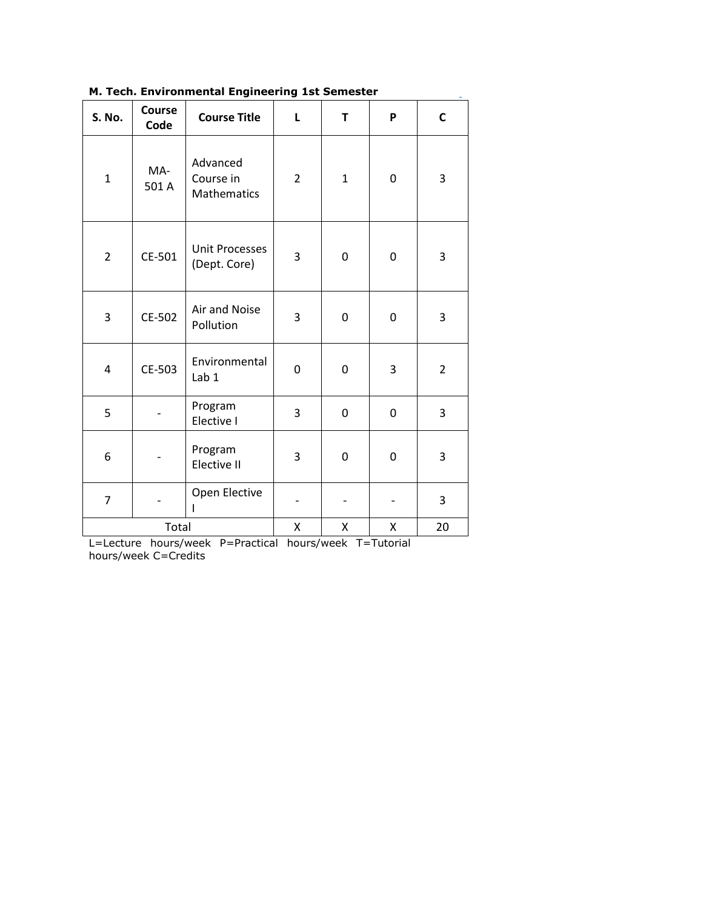**M. Tech. Environmental Engineering 1st Semester**

| S. No. | Course Code | Course Title | L | T | P | C |
|---|---|---|---|---|---|---|
| 1 | MA-501 A | Advanced Course in Mathematics | 2 | 1 | 0 | 3 |
| 2 | CE-501 | Unit Processes (Dept. Core) | 3 | 0 | 0 | 3 |
| 3 | CE-502 | Air and Noise Pollution | 3 | 0 | 0 | 3 |
| 4 | CE-503 | Environmental Lab 1 | 0 | 0 | 3 | 2 |
| 5 | - | Program Elective I | 3 | 0 | 0 | 3 |
| 6 | - | Program Elective II | 3 | 0 | 0 | 3 |
| 7 | - | Open Elective I | - | - | - | 3 |
| Total | | | X | X | X | 20 |

L=Lecture hours/week P=Practical hours/week T=Tutorial hours/week C=Credits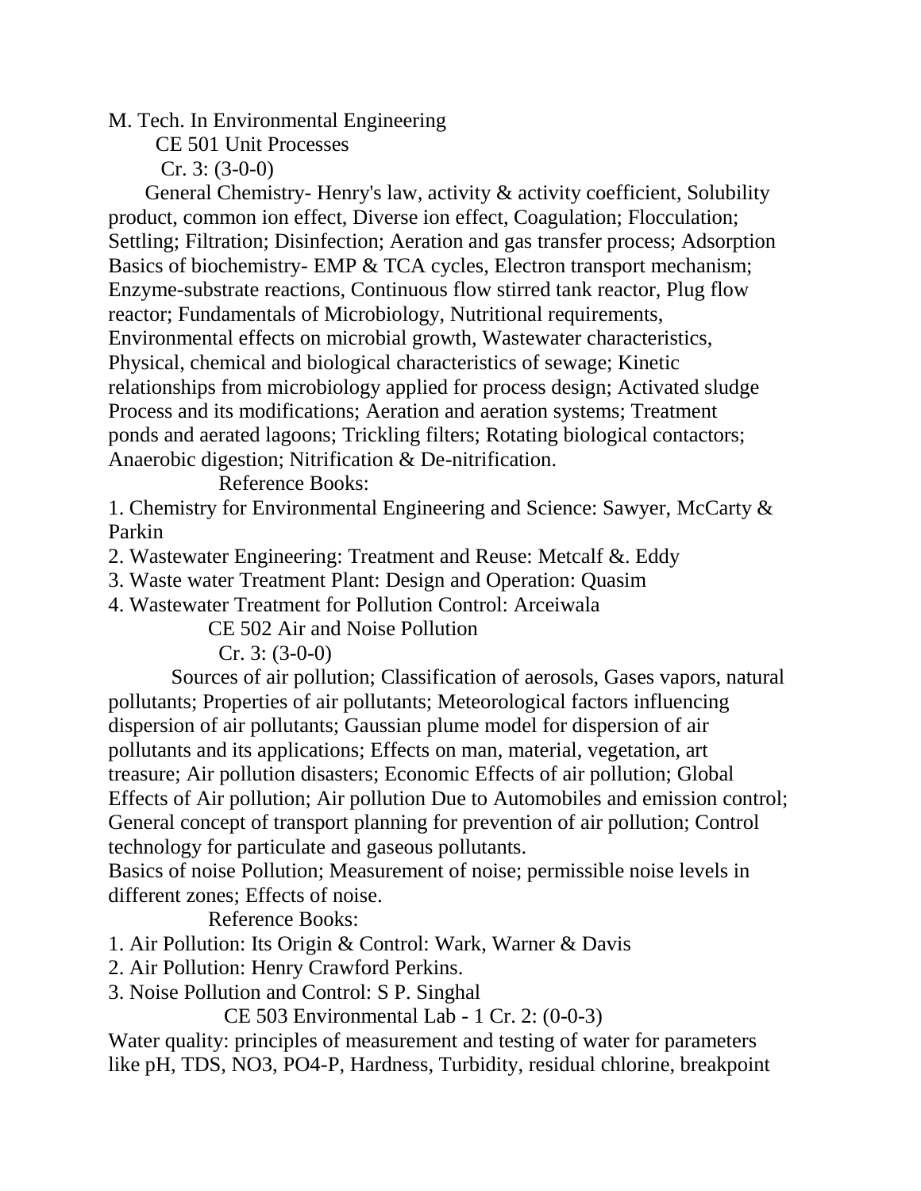M. Tech. In Environmental Engineering

## CE 501 Unit Processes

Cr. 3: (3-0-0)

General Chemistry- Henry's law, activity & activity coefficient, Solubility product, common ion effect, Diverse ion effect, Coagulation; Flocculation; Settling; Filtration; Disinfection; Aeration and gas transfer process; Adsorption Basics of biochemistry- EMP & TCA cycles, Electron transport mechanism; Enzyme-substrate reactions, Continuous flow stirred tank reactor, Plug flow reactor; Fundamentals of Microbiology, Nutritional requirements, Environmental effects on microbial growth, Wastewater characteristics, Physical, chemical and biological characteristics of sewage; Kinetic relationships from microbiology applied for process design; Activated sludge Process and its modifications; Aeration and aeration systems; Treatment ponds and aerated lagoons; Trickling filters; Rotating biological contactors; Anaerobic digestion; Nitrification & De-nitrification.

Reference Books:

1. Chemistry for Environmental Engineering and Science: Sawyer, McCarty & Parkin
2. Wastewater Engineering: Treatment and Reuse: Metcalf &. Eddy
3. Waste water Treatment Plant: Design and Operation: Quasim
4. Wastewater Treatment for Pollution Control: Arceiwala

## CE 502 Air and Noise Pollution

Cr. 3: (3-0-0)

Sources of air pollution; Classification of aerosols, Gases vapors, natural pollutants; Properties of air pollutants; Meteorological factors influencing dispersion of air pollutants; Gaussian plume model for dispersion of air pollutants and its applications; Effects on man, material, vegetation, art treasure; Air pollution disasters; Economic Effects of air pollution; Global Effects of Air pollution; Air pollution Due to Automobiles and emission control; General concept of transport planning for prevention of air pollution; Control technology for particulate and gaseous pollutants.

Basics of noise Pollution; Measurement of noise; permissible noise levels in different zones; Effects of noise.

Reference Books:

1. Air Pollution: Its Origin & Control: Wark, Warner & Davis
2. Air Pollution: Henry Crawford Perkins.
3. Noise Pollution and Control: S P. Singhal

## CE 503 Environmental Lab - 1 Cr. 2: (0-0-3)

Water quality: principles of measurement and testing of water for parameters like pH, TDS, $NO_3$, $PO_4$-P, Hardness, Turbidity, residual chlorine, breakpoint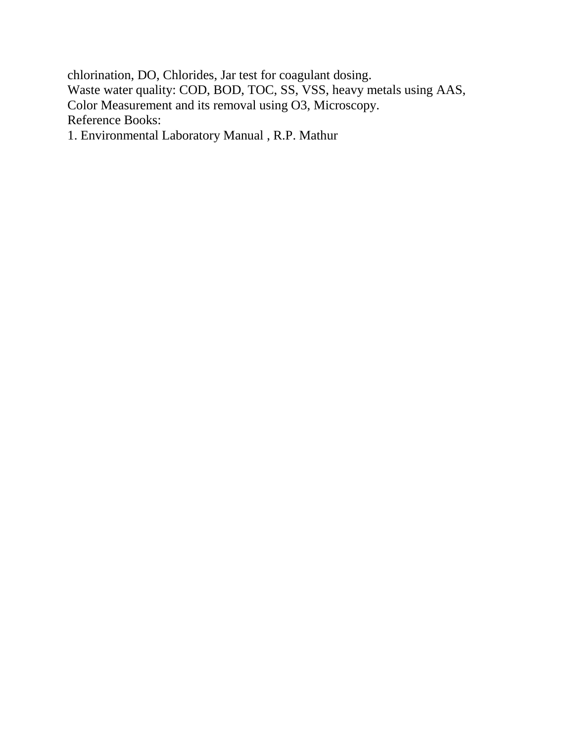chlorination, DO, Chlorides, Jar test for coagulant dosing.

Waste water quality: COD, BOD, TOC, SS, VSS, heavy metals using AAS, Color Measurement and its removal using $O_3$, Microscopy.

Reference Books:

1. Environmental Laboratory Manual , R.P. Mathur